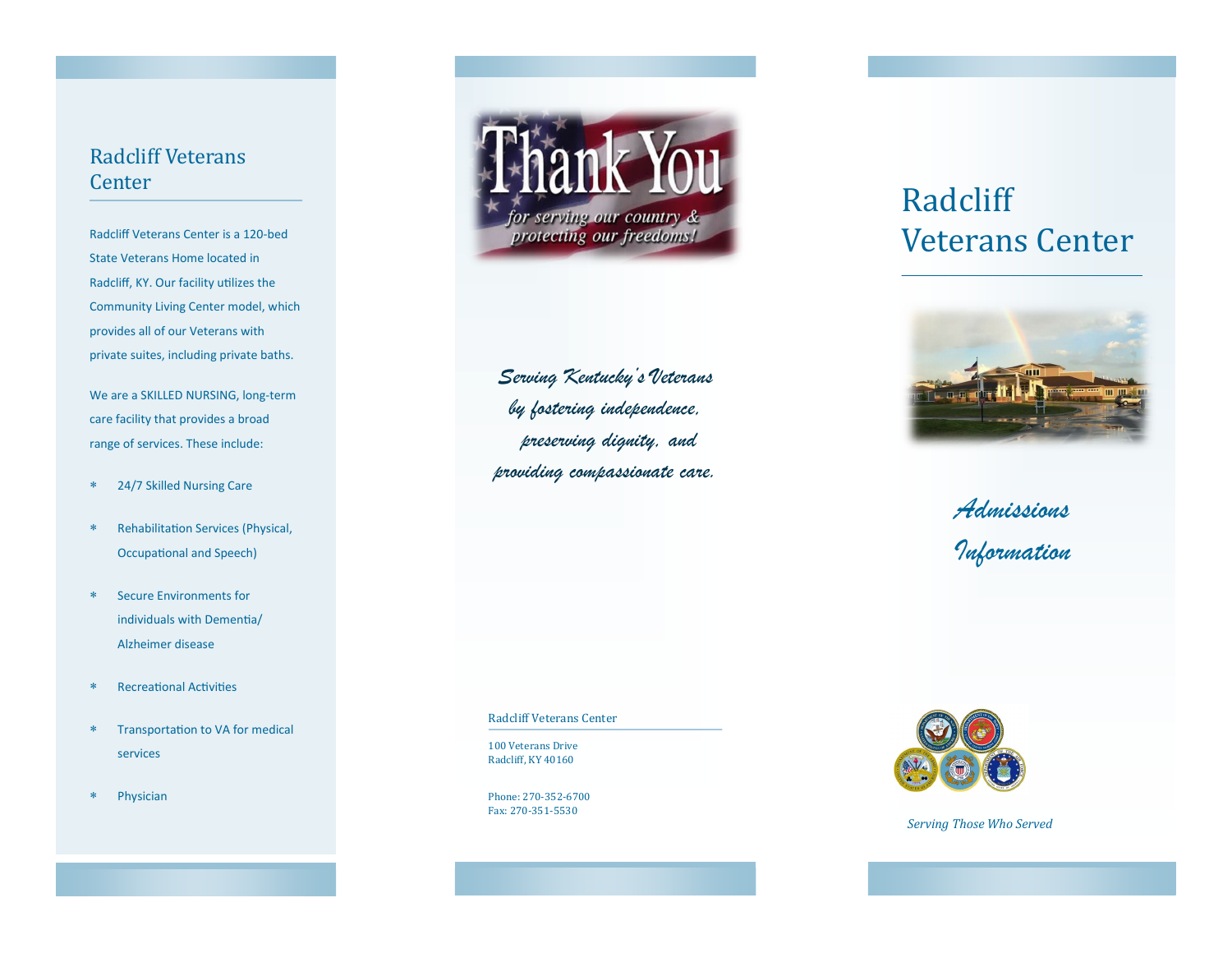## Radcliff Veterans Center

Radcliff Veterans Center is a 120-bed State Veterans Home located in Radcliff, KY. Our facility utilizes the Community Living Center model, which provides all of our Veterans with private suites, including private baths.

We are a SKILLED NURSING, long-term care facility that provides a broad range of services. These include:

* 24/7 Skilled Nursing Care
* Rehabilitation Services (Physical, Occupational and Speech)
* Secure Environments for individuals with Dementia/ Alzheimer disease
* Recreational Activities
* Transportation to VA for medical services
* Physician

*Serving Kentucky's Veterans by fostering independence, preserving dignity, and providing compassionate care.*

Radcliff Veterans Center

100 Veterans Drive
Radcliff, KY 40160

Phone: 270-352-6700
Fax: 270-351-5530

# Radcliff Veterans Center

*Admissions Information*

*Serving Those Who Served*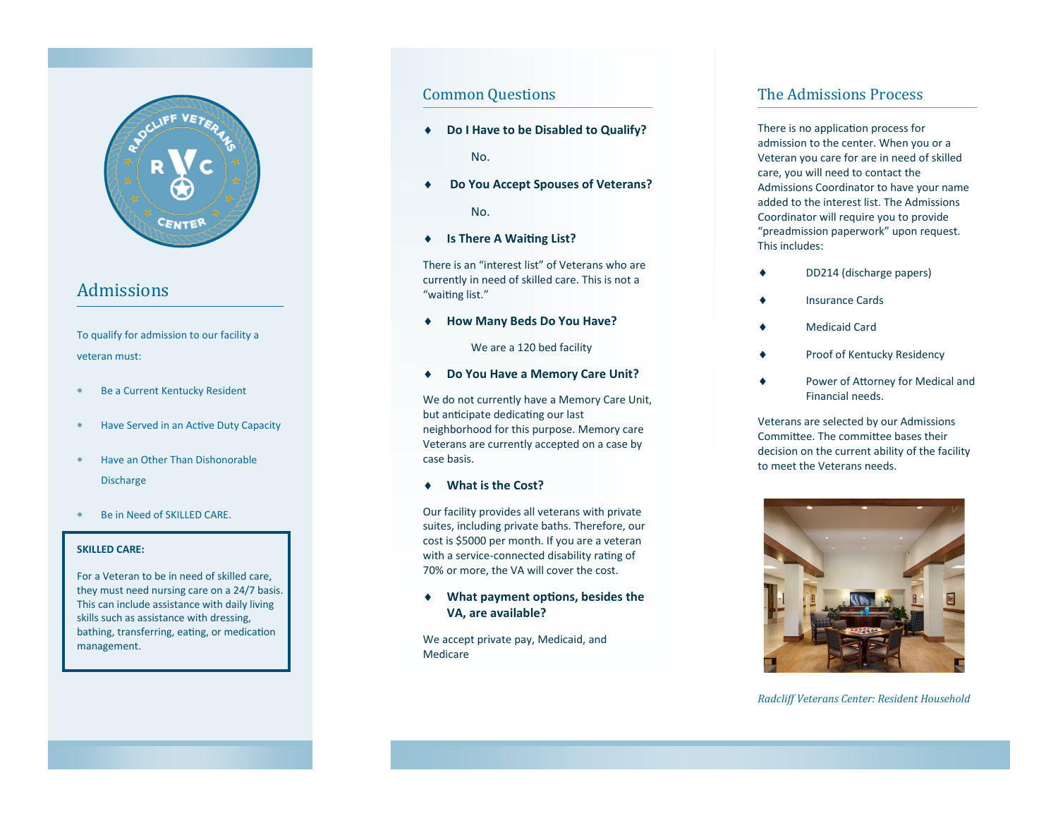## Admissions

To qualify for admission to our facility a veteran must:

- Be a Current Kentucky Resident
- Have Served in an Active Duty Capacity
- Have an Other Than Dishonorable Discharge
- Be in Need of SKILLED CARE.

**SKILLED CARE:**

For a Veteran to be in need of skilled care, they must need nursing care on a 24/7 basis. This can include assistance with daily living skills such as assistance with dressing, bathing, transferring, eating, or medication management.

## Common Questions

- **Do I Have to be Disabled to Qualify?**

  No.

- **Do You Accept Spouses of Veterans?**

  No.

- **Is There A Waiting List?**

There is an "interest list" of Veterans who are currently in need of skilled care. This is not a "waiting list."

- **How Many Beds Do You Have?**

  We are a 120 bed facility

- **Do You Have a Memory Care Unit?**

We do not currently have a Memory Care Unit, but anticipate dedicating our last neighborhood for this purpose. Memory care Veterans are currently accepted on a case by case basis.

- **What is the Cost?**

Our facility provides all veterans with private suites, including private baths. Therefore, our cost is $5000 per month. If you are a veteran with a service-connected disability rating of 70% or more, the VA will cover the cost.

- **What payment options, besides the VA, are available?**

We accept private pay, Medicaid, and Medicare

## The Admissions Process

There is no application process for admission to the center. When you or a Veteran you care for are in need of skilled care, you will need to contact the Admissions Coordinator to have your name added to the interest list. The Admissions Coordinator will require you to provide "preadmission paperwork" upon request. This includes:

- DD214 (discharge papers)
- Insurance Cards
- Medicaid Card
- Proof of Kentucky Residency
- Power of Attorney for Medical and Financial needs.

Veterans are selected by our Admissions Committee. The committee bases their decision on the current ability of the facility to meet the Veterans needs.

*Radcliff Veterans Center: Resident Household*